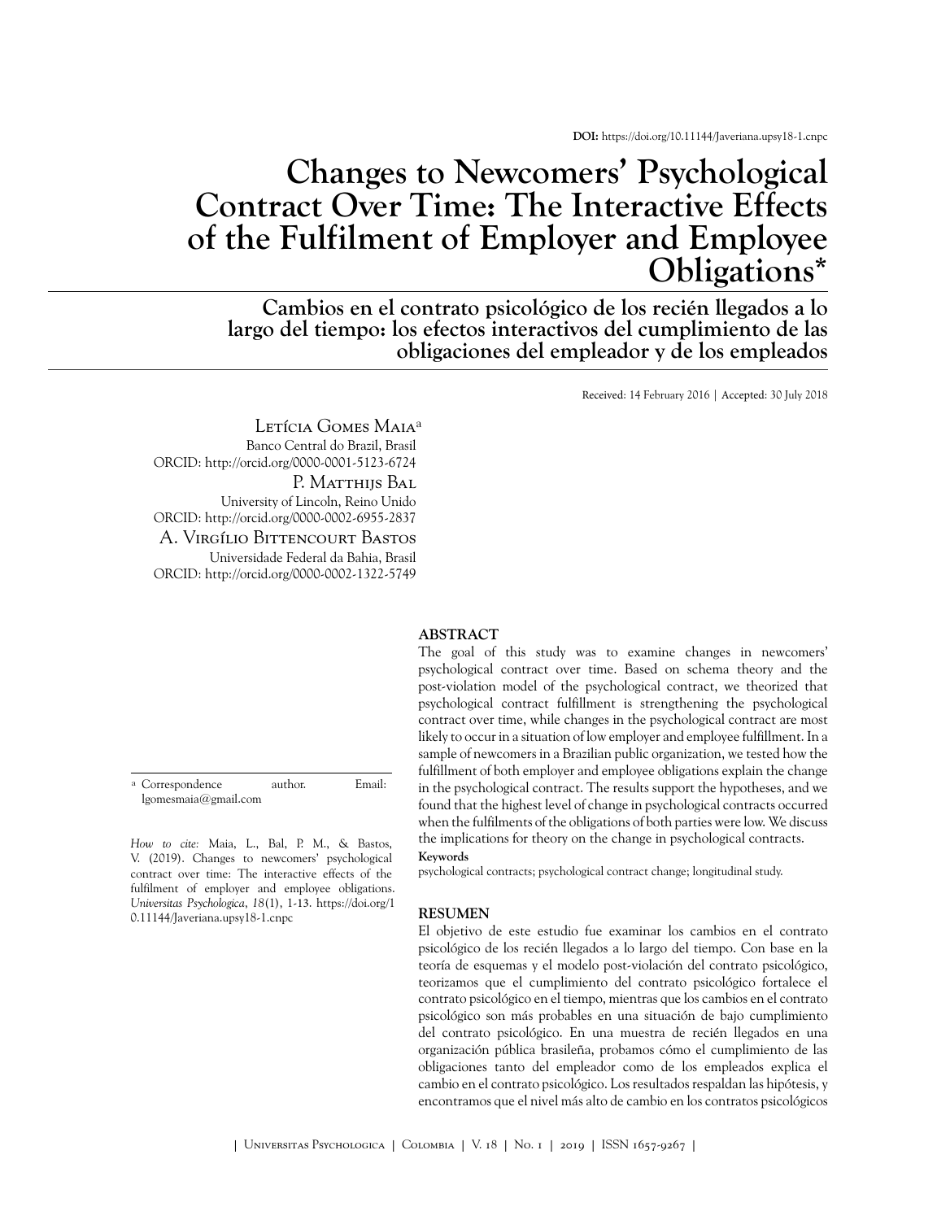**DOI:** https://doi.org/10.11144/Javeriana.upsy18-1.cnpc

# Changes to Newcomers' Psychological Contract Over Time: The Interactive Effects of the Fulfilment of Employer and Employee Obligations*

## Cambios en el contrato psicológico de los recién llegados a lo largo del tiempo: los efectos interactivos del cumplimiento de las obligaciones del empleador y de los empleados

Received: 14 February 2016 | Accepted: 30 July 2018

Letícia Gomes Maia[a]
Banco Central do Brazil, Brasil
ORCID: http://orcid.org/0000-0001-5123-6724

P. Matthijs Bal
University of Lincoln, Reino Unido
ORCID: http://orcid.org/0000-0002-6955-2837

A. Virgílio Bittencourt Bastos
Universidade Federal da Bahia, Brasil
ORCID: http://orcid.org/0000-0002-1322-5749

[a] Correspondence author. Email: lgomesmaia@gmail.com

*How to cite:* Maia, L., Bal, P. M., & Bastos, V. (2019). Changes to newcomers' psychological contract over time: The interactive effects of the fulfilment of employer and employee obligations. *Universitas Psychologica*, *18*(1), 1-13. https://doi.org/10.11144/Javeriana.upsy18-1.cnpc

### ABSTRACT

The goal of this study was to examine changes in newcomers' psychological contract over time. Based on schema theory and the post-violation model of the psychological contract, we theorized that psychological contract fulfillment is strengthening the psychological contract over time, while changes in the psychological contract are most likely to occur in a situation of low employer and employee fulfillment. In a sample of newcomers in a Brazilian public organization, we tested how the fulfillment of both employer and employee obligations explain the change in the psychological contract. The results support the hypotheses, and we found that the highest level of change in psychological contracts occurred when the fulfilments of the obligations of both parties were low. We discuss the implications for theory on the change in psychological contracts.

**Keywords**

psychological contracts; psychological contract change; longitudinal study.

### RESUMEN

El objetivo de este estudio fue examinar los cambios en el contrato psicológico de los recién llegados a lo largo del tiempo. Con base en la teoría de esquemas y el modelo post-violación del contrato psicológico, teorizamos que el cumplimiento del contrato psicológico fortalece el contrato psicológico en el tiempo, mientras que los cambios en el contrato psicológico son más probables en una situación de bajo cumplimiento del contrato psicológico. En una muestra de recién llegados en una organización pública brasileña, probamos cómo el cumplimiento de las obligaciones tanto del empleador como de los empleados explica el cambio en el contrato psicológico. Los resultados respaldan las hipótesis, y encontramos que el nivel más alto de cambio en los contratos psicológicos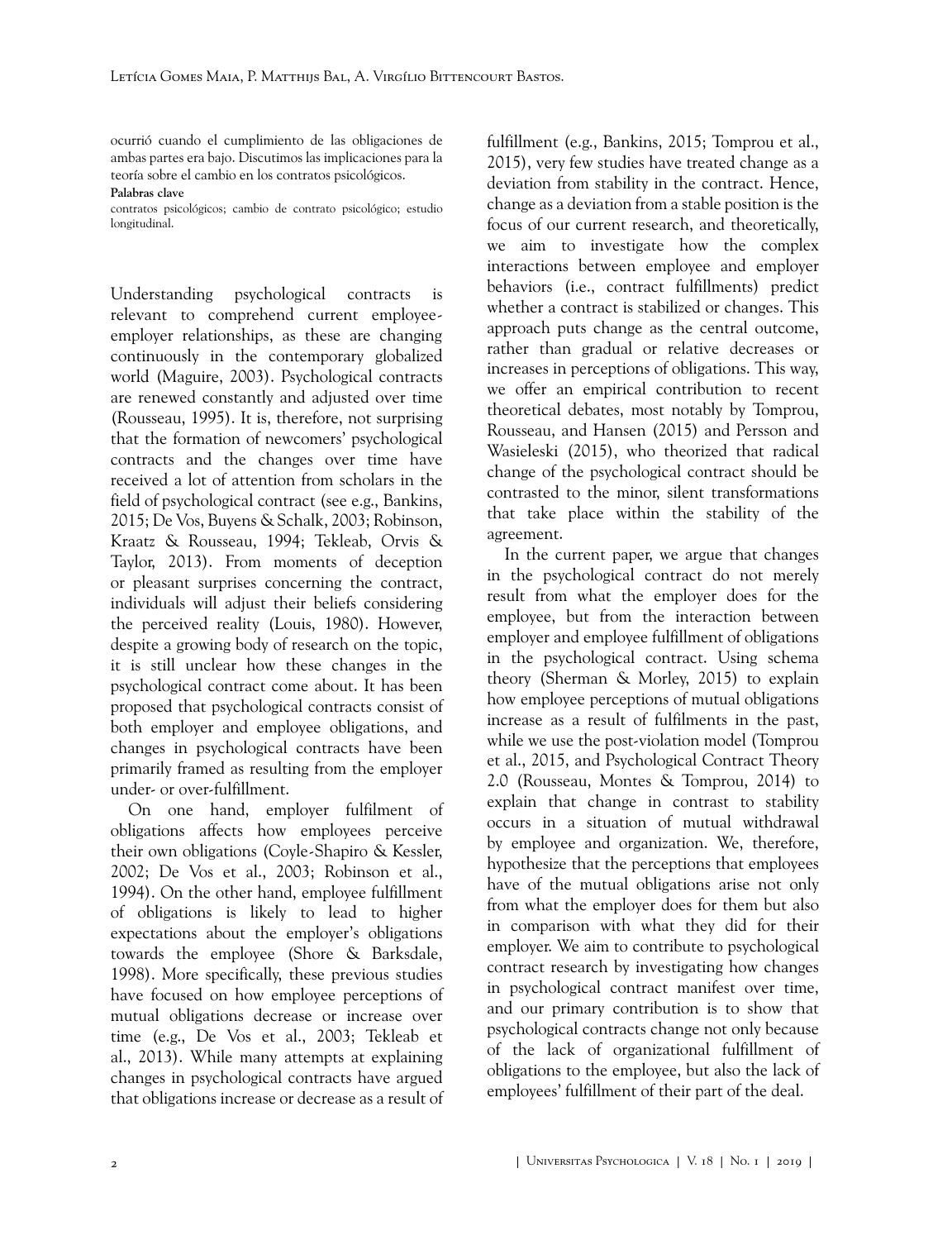ocurrió cuando el cumplimiento de las obligaciones de ambas partes era bajo. Discutimos las implicaciones para la teoría sobre el cambio en los contratos psicológicos.

**Palabras clave**

contratos psicológicos; cambio de contrato psicológico; estudio longitudinal.

Understanding psychological contracts is relevant to comprehend current employee-employer relationships, as these are changing continuously in the contemporary globalized world (Maguire, 2003). Psychological contracts are renewed constantly and adjusted over time (Rousseau, 1995). It is, therefore, not surprising that the formation of newcomers' psychological contracts and the changes over time have received a lot of attention from scholars in the field of psychological contract (see e.g., Bankins, 2015; De Vos, Buyens & Schalk, 2003; Robinson, Kraatz & Rousseau, 1994; Tekleab, Orvis & Taylor, 2013). From moments of deception or pleasant surprises concerning the contract, individuals will adjust their beliefs considering the perceived reality (Louis, 1980). However, despite a growing body of research on the topic, it is still unclear how these changes in the psychological contract come about. It has been proposed that psychological contracts consist of both employer and employee obligations, and changes in psychological contracts have been primarily framed as resulting from the employer under- or over-fulfillment.

On one hand, employer fulfilment of obligations affects how employees perceive their own obligations (Coyle-Shapiro & Kessler, 2002; De Vos et al., 2003; Robinson et al., 1994). On the other hand, employee fulfillment of obligations is likely to lead to higher expectations about the employer's obligations towards the employee (Shore & Barksdale, 1998). More specifically, these previous studies have focused on how employee perceptions of mutual obligations decrease or increase over time (e.g., De Vos et al., 2003; Tekleab et al., 2013). While many attempts at explaining changes in psychological contracts have argued that obligations increase or decrease as a result of fulfillment (e.g., Bankins, 2015; Tomprou et al., 2015), very few studies have treated change as a deviation from stability in the contract. Hence, change as a deviation from a stable position is the focus of our current research, and theoretically, we aim to investigate how the complex interactions between employee and employer behaviors (i.e., contract fulfillments) predict whether a contract is stabilized or changes. This approach puts change as the central outcome, rather than gradual or relative decreases or increases in perceptions of obligations. This way, we offer an empirical contribution to recent theoretical debates, most notably by Tomprou, Rousseau, and Hansen (2015) and Persson and Wasieleski (2015), who theorized that radical change of the psychological contract should be contrasted to the minor, silent transformations that take place within the stability of the agreement.

In the current paper, we argue that changes in the psychological contract do not merely result from what the employer does for the employee, but from the interaction between employer and employee fulfillment of obligations in the psychological contract. Using schema theory (Sherman & Morley, 2015) to explain how employee perceptions of mutual obligations increase as a result of fulfilments in the past, while we use the post-violation model (Tomprou et al., 2015, and Psychological Contract Theory 2.0 (Rousseau, Montes & Tomprou, 2014) to explain that change in contrast to stability occurs in a situation of mutual withdrawal by employee and organization. We, therefore, hypothesize that the perceptions that employees have of the mutual obligations arise not only from what the employer does for them but also in comparison with what they did for their employer. We aim to contribute to psychological contract research by investigating how changes in psychological contract manifest over time, and our primary contribution is to show that psychological contracts change not only because of the lack of organizational fulfillment of obligations to the employee, but also the lack of employees' fulfillment of their part of the deal.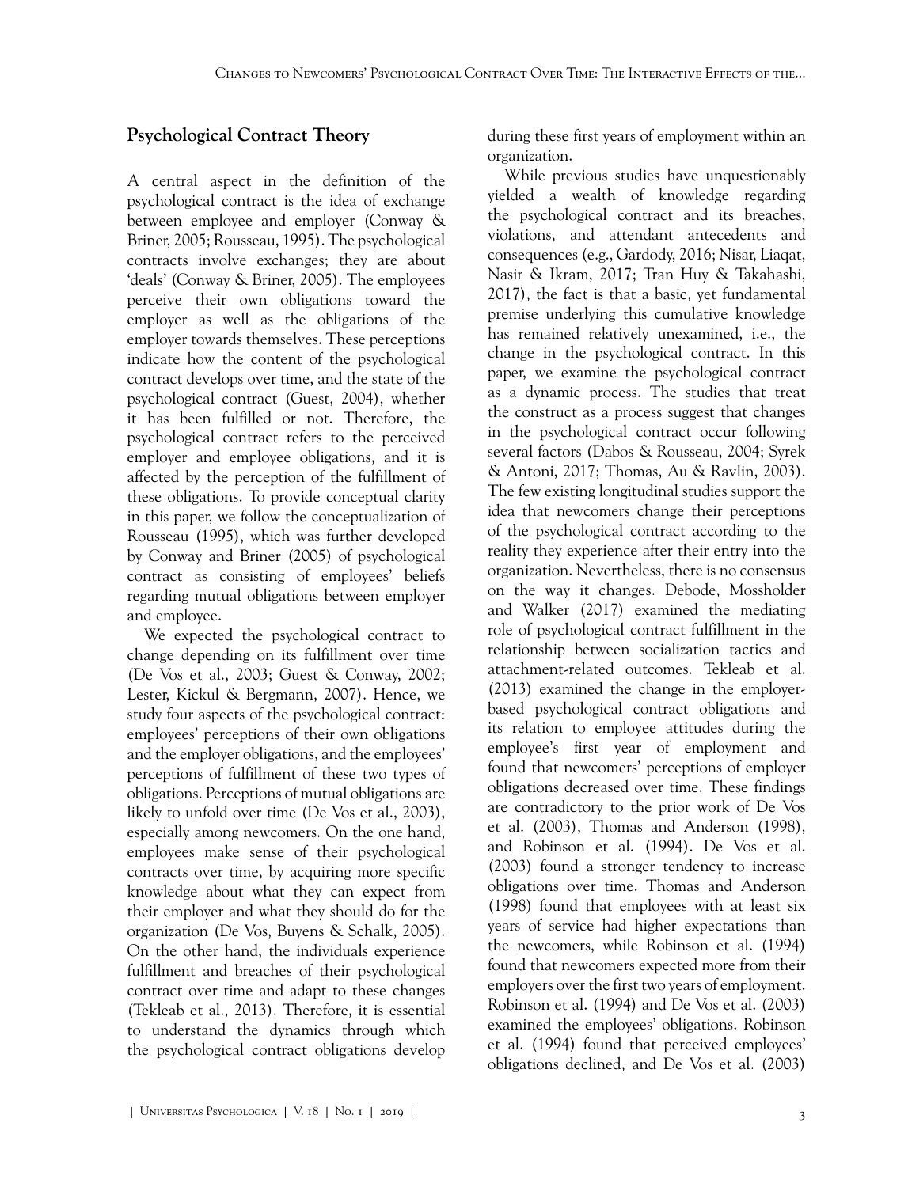## Psychological Contract Theory

A central aspect in the definition of the psychological contract is the idea of exchange between employee and employer (Conway & Briner, 2005; Rousseau, 1995). The psychological contracts involve exchanges; they are about 'deals' (Conway & Briner, 2005). The employees perceive their own obligations toward the employer as well as the obligations of the employer towards themselves. These perceptions indicate how the content of the psychological contract develops over time, and the state of the psychological contract (Guest, 2004), whether it has been fulfilled or not. Therefore, the psychological contract refers to the perceived employer and employee obligations, and it is affected by the perception of the fulfillment of these obligations. To provide conceptual clarity in this paper, we follow the conceptualization of Rousseau (1995), which was further developed by Conway and Briner (2005) of psychological contract as consisting of employees' beliefs regarding mutual obligations between employer and employee.

We expected the psychological contract to change depending on its fulfillment over time (De Vos et al., 2003; Guest & Conway, 2002; Lester, Kickul & Bergmann, 2007). Hence, we study four aspects of the psychological contract: employees' perceptions of their own obligations and the employer obligations, and the employees' perceptions of fulfillment of these two types of obligations. Perceptions of mutual obligations are likely to unfold over time (De Vos et al., 2003), especially among newcomers. On the one hand, employees make sense of their psychological contracts over time, by acquiring more specific knowledge about what they can expect from their employer and what they should do for the organization (De Vos, Buyens & Schalk, 2005). On the other hand, the individuals experience fulfillment and breaches of their psychological contract over time and adapt to these changes (Tekleab et al., 2013). Therefore, it is essential to understand the dynamics through which the psychological contract obligations develop during these first years of employment within an organization.

While previous studies have unquestionably yielded a wealth of knowledge regarding the psychological contract and its breaches, violations, and attendant antecedents and consequences (e.g., Gardody, 2016; Nisar, Liaqat, Nasir & Ikram, 2017; Tran Huy & Takahashi, 2017), the fact is that a basic, yet fundamental premise underlying this cumulative knowledge has remained relatively unexamined, i.e., the change in the psychological contract. In this paper, we examine the psychological contract as a dynamic process. The studies that treat the construct as a process suggest that changes in the psychological contract occur following several factors (Dabos & Rousseau, 2004; Syrek & Antoni, 2017; Thomas, Au & Ravlin, 2003). The few existing longitudinal studies support the idea that newcomers change their perceptions of the psychological contract according to the reality they experience after their entry into the organization. Nevertheless, there is no consensus on the way it changes. Debode, Mossholder and Walker (2017) examined the mediating role of psychological contract fulfillment in the relationship between socialization tactics and attachment-related outcomes. Tekleab et al. (2013) examined the change in the employer-based psychological contract obligations and its relation to employee attitudes during the employee's first year of employment and found that newcomers' perceptions of employer obligations decreased over time. These findings are contradictory to the prior work of De Vos et al. (2003), Thomas and Anderson (1998), and Robinson et al. (1994). De Vos et al. (2003) found a stronger tendency to increase obligations over time. Thomas and Anderson (1998) found that employees with at least six years of service had higher expectations than the newcomers, while Robinson et al. (1994) found that newcomers expected more from their employers over the first two years of employment. Robinson et al. (1994) and De Vos et al. (2003) examined the employees' obligations. Robinson et al. (1994) found that perceived employees' obligations declined, and De Vos et al. (2003)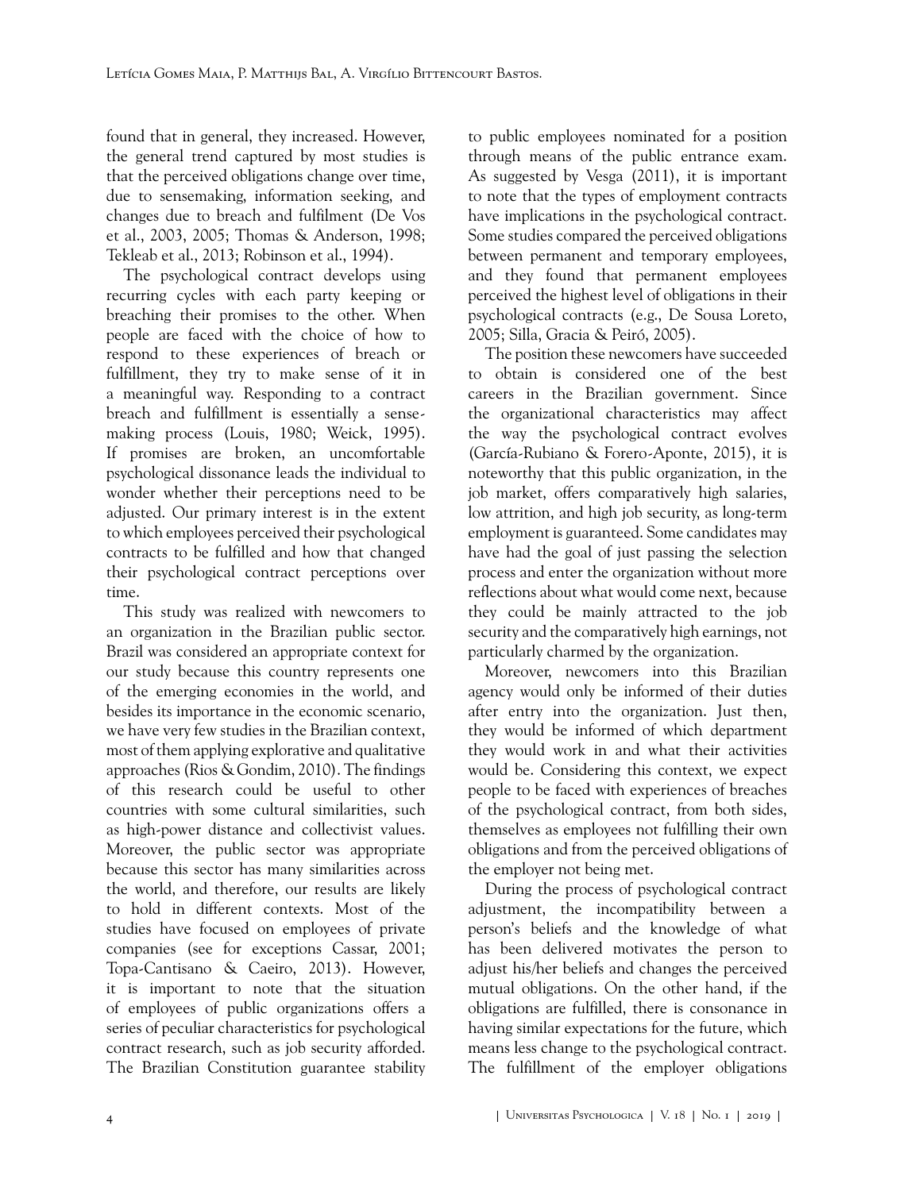found that in general, they increased. However, the general trend captured by most studies is that the perceived obligations change over time, due to sensemaking, information seeking, and changes due to breach and fulfilment (De Vos et al., 2003, 2005; Thomas & Anderson, 1998; Tekleab et al., 2013; Robinson et al., 1994).

The psychological contract develops using recurring cycles with each party keeping or breaching their promises to the other. When people are faced with the choice of how to respond to these experiences of breach or fulfillment, they try to make sense of it in a meaningful way. Responding to a contract breach and fulfillment is essentially a sense-making process (Louis, 1980; Weick, 1995). If promises are broken, an uncomfortable psychological dissonance leads the individual to wonder whether their perceptions need to be adjusted. Our primary interest is in the extent to which employees perceived their psychological contracts to be fulfilled and how that changed their psychological contract perceptions over time.

This study was realized with newcomers to an organization in the Brazilian public sector. Brazil was considered an appropriate context for our study because this country represents one of the emerging economies in the world, and besides its importance in the economic scenario, we have very few studies in the Brazilian context, most of them applying explorative and qualitative approaches (Rios & Gondim, 2010). The findings of this research could be useful to other countries with some cultural similarities, such as high-power distance and collectivist values. Moreover, the public sector was appropriate because this sector has many similarities across the world, and therefore, our results are likely to hold in different contexts. Most of the studies have focused on employees of private companies (see for exceptions Cassar, 2001; Topa-Cantisano & Caeiro, 2013). However, it is important to note that the situation of employees of public organizations offers a series of peculiar characteristics for psychological contract research, such as job security afforded. The Brazilian Constitution guarantee stability to public employees nominated for a position through means of the public entrance exam. As suggested by Vesga (2011), it is important to note that the types of employment contracts have implications in the psychological contract. Some studies compared the perceived obligations between permanent and temporary employees, and they found that permanent employees perceived the highest level of obligations in their psychological contracts (e.g., De Sousa Loreto, 2005; Silla, Gracia & Peiró, 2005).

The position these newcomers have succeeded to obtain is considered one of the best careers in the Brazilian government. Since the organizational characteristics may affect the way the psychological contract evolves (García-Rubiano & Forero-Aponte, 2015), it is noteworthy that this public organization, in the job market, offers comparatively high salaries, low attrition, and high job security, as long-term employment is guaranteed. Some candidates may have had the goal of just passing the selection process and enter the organization without more reflections about what would come next, because they could be mainly attracted to the job security and the comparatively high earnings, not particularly charmed by the organization.

Moreover, newcomers into this Brazilian agency would only be informed of their duties after entry into the organization. Just then, they would be informed of which department they would work in and what their activities would be. Considering this context, we expect people to be faced with experiences of breaches of the psychological contract, from both sides, themselves as employees not fulfilling their own obligations and from the perceived obligations of the employer not being met.

During the process of psychological contract adjustment, the incompatibility between a person's beliefs and the knowledge of what has been delivered motivates the person to adjust his/her beliefs and changes the perceived mutual obligations. On the other hand, if the obligations are fulfilled, there is consonance in having similar expectations for the future, which means less change to the psychological contract. The fulfillment of the employer obligations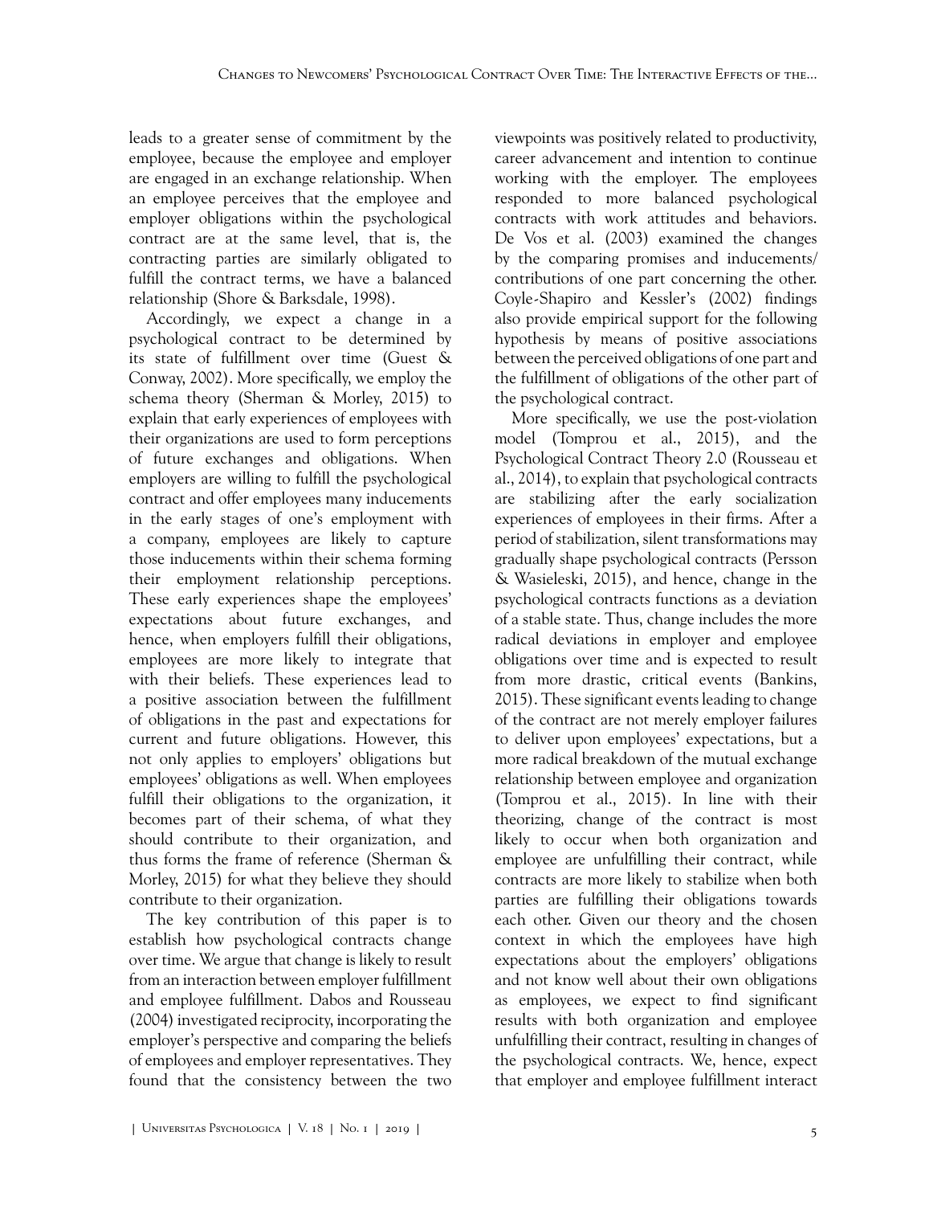leads to a greater sense of commitment by the employee, because the employee and employer are engaged in an exchange relationship. When an employee perceives that the employee and employer obligations within the psychological contract are at the same level, that is, the contracting parties are similarly obligated to fulfill the contract terms, we have a balanced relationship (Shore & Barksdale, 1998).

Accordingly, we expect a change in a psychological contract to be determined by its state of fulfillment over time (Guest & Conway, 2002). More specifically, we employ the schema theory (Sherman & Morley, 2015) to explain that early experiences of employees with their organizations are used to form perceptions of future exchanges and obligations. When employers are willing to fulfill the psychological contract and offer employees many inducements in the early stages of one's employment with a company, employees are likely to capture those inducements within their schema forming their employment relationship perceptions. These early experiences shape the employees' expectations about future exchanges, and hence, when employers fulfill their obligations, employees are more likely to integrate that with their beliefs. These experiences lead to a positive association between the fulfillment of obligations in the past and expectations for current and future obligations. However, this not only applies to employers' obligations but employees' obligations as well. When employees fulfill their obligations to the organization, it becomes part of their schema, of what they should contribute to their organization, and thus forms the frame of reference (Sherman & Morley, 2015) for what they believe they should contribute to their organization.

The key contribution of this paper is to establish how psychological contracts change over time. We argue that change is likely to result from an interaction between employer fulfillment and employee fulfillment. Dabos and Rousseau (2004) investigated reciprocity, incorporating the employer's perspective and comparing the beliefs of employees and employer representatives. They found that the consistency between the two viewpoints was positively related to productivity, career advancement and intention to continue working with the employer. The employees responded to more balanced psychological contracts with work attitudes and behaviors. De Vos et al. (2003) examined the changes by the comparing promises and inducements/contributions of one part concerning the other. Coyle-Shapiro and Kessler's (2002) findings also provide empirical support for the following hypothesis by means of positive associations between the perceived obligations of one part and the fulfillment of obligations of the other part of the psychological contract.

More specifically, we use the post-violation model (Tomprou et al., 2015), and the Psychological Contract Theory 2.0 (Rousseau et al., 2014), to explain that psychological contracts are stabilizing after the early socialization experiences of employees in their firms. After a period of stabilization, silent transformations may gradually shape psychological contracts (Persson & Wasieleski, 2015), and hence, change in the psychological contracts functions as a deviation of a stable state. Thus, change includes the more radical deviations in employer and employee obligations over time and is expected to result from more drastic, critical events (Bankins, 2015). These significant events leading to change of the contract are not merely employer failures to deliver upon employees' expectations, but a more radical breakdown of the mutual exchange relationship between employee and organization (Tomprou et al., 2015). In line with their theorizing, change of the contract is most likely to occur when both organization and employee are unfulfilling their contract, while contracts are more likely to stabilize when both parties are fulfilling their obligations towards each other. Given our theory and the chosen context in which the employees have high expectations about the employers' obligations and not know well about their own obligations as employees, we expect to find significant results with both organization and employee unfulfilling their contract, resulting in changes of the psychological contracts. We, hence, expect that employer and employee fulfillment interact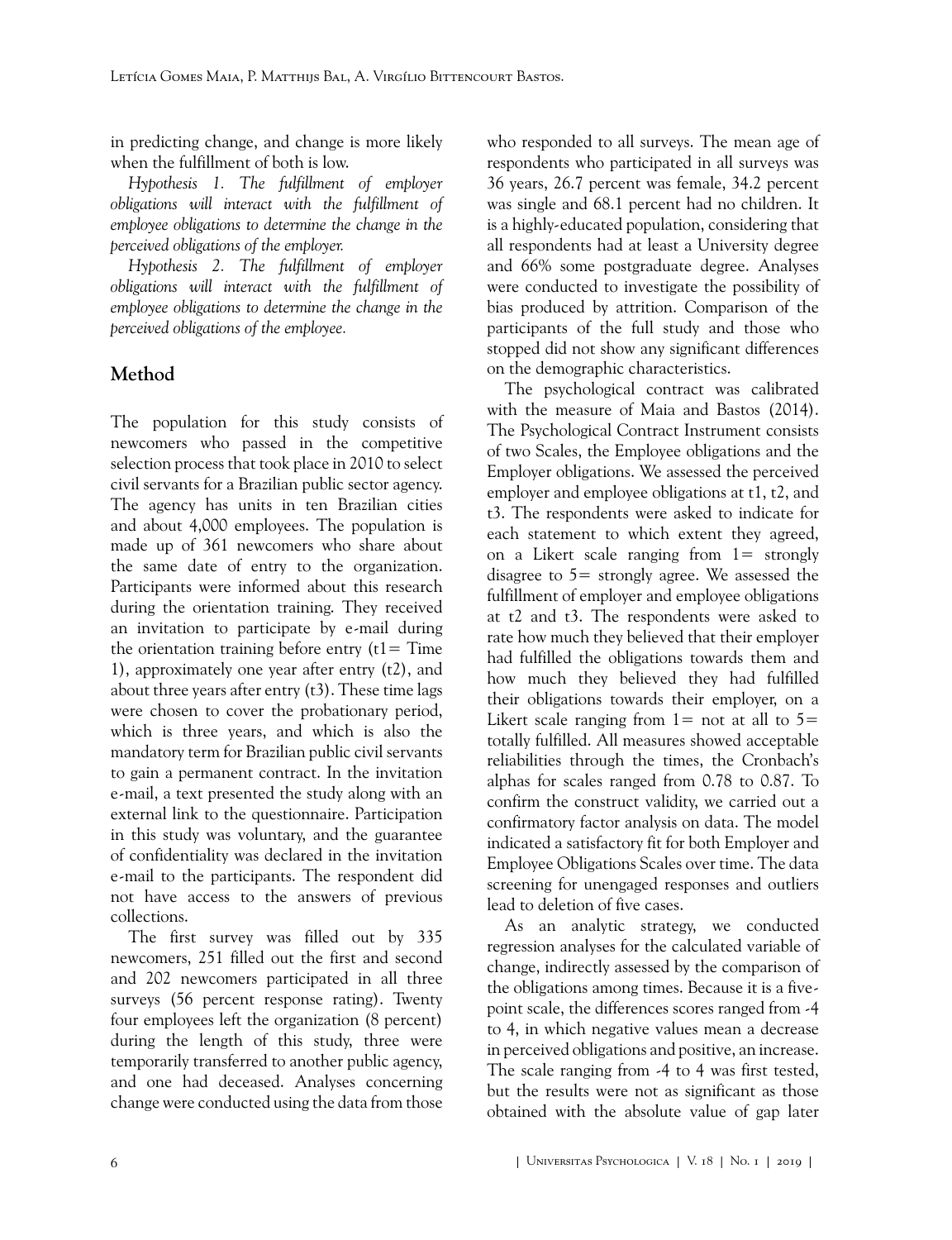in predicting change, and change is more likely when the fulfillment of both is low.

*Hypothesis 1. The fulfillment of employer obligations will interact with the fulfillment of employee obligations to determine the change in the perceived obligations of the employer.*

*Hypothesis 2. The fulfillment of employer obligations will interact with the fulfillment of employee obligations to determine the change in the perceived obligations of the employee.*

## Method

The population for this study consists of newcomers who passed in the competitive selection process that took place in 2010 to select civil servants for a Brazilian public sector agency. The agency has units in ten Brazilian cities and about 4,000 employees. The population is made up of 361 newcomers who share about the same date of entry to the organization. Participants were informed about this research during the orientation training. They received an invitation to participate by e-mail during the orientation training before entry (t1= Time 1), approximately one year after entry (t2), and about three years after entry (t3). These time lags were chosen to cover the probationary period, which is three years, and which is also the mandatory term for Brazilian public civil servants to gain a permanent contract. In the invitation e-mail, a text presented the study along with an external link to the questionnaire. Participation in this study was voluntary, and the guarantee of confidentiality was declared in the invitation e-mail to the participants. The respondent did not have access to the answers of previous collections.

The first survey was filled out by 335 newcomers, 251 filled out the first and second and 202 newcomers participated in all three surveys (56 percent response rating). Twenty four employees left the organization (8 percent) during the length of this study, three were temporarily transferred to another public agency, and one had deceased. Analyses concerning change were conducted using the data from those who responded to all surveys. The mean age of respondents who participated in all surveys was 36 years, 26.7 percent was female, 34.2 percent was single and 68.1 percent had no children. It is a highly-educated population, considering that all respondents had at least a University degree and 66% some postgraduate degree. Analyses were conducted to investigate the possibility of bias produced by attrition. Comparison of the participants of the full study and those who stopped did not show any significant differences on the demographic characteristics.

The psychological contract was calibrated with the measure of Maia and Bastos (2014). The Psychological Contract Instrument consists of two Scales, the Employee obligations and the Employer obligations. We assessed the perceived employer and employee obligations at t1, t2, and t3. The respondents were asked to indicate for each statement to which extent they agreed, on a Likert scale ranging from 1= strongly disagree to 5= strongly agree. We assessed the fulfillment of employer and employee obligations at t2 and t3. The respondents were asked to rate how much they believed that their employer had fulfilled the obligations towards them and how much they believed they had fulfilled their obligations towards their employer, on a Likert scale ranging from 1= not at all to 5= totally fulfilled. All measures showed acceptable reliabilities through the times, the Cronbach's alphas for scales ranged from 0.78 to 0.87. To confirm the construct validity, we carried out a confirmatory factor analysis on data. The model indicated a satisfactory fit for both Employer and Employee Obligations Scales over time. The data screening for unengaged responses and outliers lead to deletion of five cases.

As an analytic strategy, we conducted regression analyses for the calculated variable of change, indirectly assessed by the comparison of the obligations among times. Because it is a five-point scale, the differences scores ranged from -4 to 4, in which negative values mean a decrease in perceived obligations and positive, an increase. The scale ranging from -4 to 4 was first tested, but the results were not as significant as those obtained with the absolute value of gap later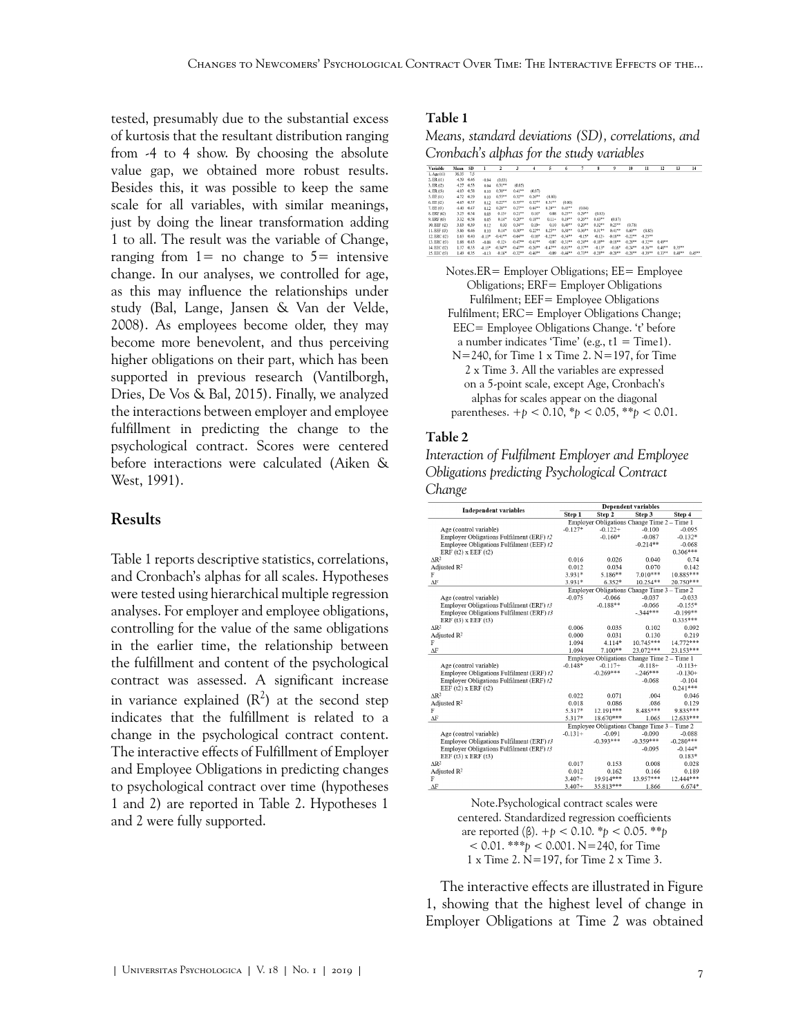tested, presumably due to the substantial excess of kurtosis that the resultant distribution ranging from -4 to 4 show. By choosing the absolute value gap, we obtained more robust results. Besides this, it was possible to keep the same scale for all variables, with similar meanings, just by doing the linear transformation adding 1 to all. The result was the variable of Change, ranging from 1= no change to 5= intensive change. In our analyses, we controlled for age, as this may influence the relationships under study (Bal, Lange, Jansen & Van der Velde, 2008). As employees become older, they may become more benevolent, and thus perceiving higher obligations on their part, which has been supported in previous research (Vantilborgh, Dries, De Vos & Bal, 2015). Finally, we analyzed the interactions between employer and employee fulfillment in predicting the change to the psychological contract. Scores were centered before interactions were calculated (Aiken & West, 1991).

## Results

Table 1 reports descriptive statistics, correlations, and Cronbach's alphas for all scales. Hypotheses were tested using hierarchical multiple regression analyses. For employer and employee obligations, controlling for the value of the same obligations in the earlier time, the relationship between the fulfillment and content of the psychological contract was assessed. A significant increase in variance explained ($R^2$) at the second step indicates that the fulfillment is related to a change in the psychological contract content. The interactive effects of Fulfillment of Employer and Employee Obligations in predicting changes to psychological contract over time (hypotheses 1 and 2) are reported in Table 2. Hypotheses 1 and 2 were fully supported.

**Table 1**

*Means, standard deviations (SD), correlations, and Cronbach's alphas for the study variables*

| Variable | Mean | SD | 1 | 2 | 3 | 4 | 5 | 6 | 7 | 8 | 9 | 10 | 11 | 12 | 13 | 14 |
|---|---|---|---|---|---|---|---|---|---|---|---|---|---|---|---|---|
| 1. Age (t1) | 36.35 | 7.5 | | | | | | | | | | | | | | |
| 2. ER (t1) | 4.39 | 0.46 | -0.04 | (0.83) | | | | | | | | | | | | |
| 3. ER (t2) | 4.27 | 0.58 | 0.04 | 0.71** | (0.85) | | | | | | | | | | | |
| 4. ER (t3) | 4.03 | 0.58 | 0.10 | 0.50** | 0.41** | (0.87) | | | | | | | | | | |
| 5. EE (t1) | 4.72 | 0.29 | 0.10 | 0.53** | 0.32** | 0.26** | (0.80) | | | | | | | | | |
| 6. EE (t2) | 4.65 | 0.37 | 0.12 | 0.22** | 0.55** | 0.32** | 0.31** | (0.80) | | | | | | | | |
| 7. EE (t3) | 4.40 | 0.47 | 0.12 | 0.28** | 0.27** | 0.64** | 0.28** | 0.43** | (0.84) | | | | | | | |
| 8. ERF (t2) | 3.25 | 0.54 | 0.03 | 0.13+ | 0.21** | 0.10* | 0.08 | 0.23** | 0.29** | (0.83) | | | | | | |
| 9. ERF (t3) | 3.32 | 0.58 | 0.05 | 0.14* | 0.20** | 0.18** | 0.11+ | 0.18** | 0.20** | 0.63** | (0.87) | | | | | |
| 10. EEF (t2) | 3.83 | 0.39 | 0.12 | 0.10 | 0.34** | 0.18+ | 0.10 | 0.40** | 0.20** | 0.32** | 0.22** | (0.78) | | | | |
| 11. EEF (t3) | 3.80 | 0.46 | 0.10 | 0.14* | 0.30** | 0.22** | 0.23** | 0.38** | 0.36** | 0.31** | 0.41** | 0.40** | (0.83) | | | |
| 12. ERC (t2) | 1.83 | 0.40 | -0.13* | -0.41** | -0.64** | -0.10* | -0.22** | -0.34** | -0.15* | -0.12+ | -0.18** | -0.22** | -0.25** | | | |
| 13. ERC (t3) | 1.88 | 0.43 | -0.08 | -0.12+ | -0.47** | -0.41** | -0.07 | -0.31** | -0.28** | -0.19** | -0.18** | -0.28** | -0.32** | 0.49** | | |
| 14. EEC (t2) | 1.37 | 0.33 | -0.15* | -0.34** | -0.47** | -0.20** | -0.47** | -0.81** | -0.37** | -0.13* | -0.16* | -0.24** | -0.36** | 0.40** | 0.35** | |
| 15. EEC (t3) | 1.49 | 0.35 | -0.13 | -0.16* | -0.32** | -0.46** | -0.09 | -0.44** | -0.73** | -0.28** | -0.20** | -0.38** | -0.39** | 0.33** | 0.48** | 0.45** |

Notes.ER= Employer Obligations; EE= Employee Obligations; ERF= Employer Obligations Fulfilment; EEF= Employee Obligations Fulfilment; ERC= Employer Obligations Change; EEC= Employee Obligations Change. 't' before a number indicates 'Time' (e.g., t1 = Time1). N=240, for Time 1 x Time 2. N=197, for Time 2 x Time 3. All the variables are expressed on a 5-point scale, except Age, Cronbach's alphas for scales appear on the diagonal parentheses. $+p < 0.10$, $*p < 0.05$, $**p < 0.01$.

**Table 2**

*Interaction of Fulfilment Employer and Employee Obligations predicting Psychological Contract Change*

| Independent variables | Dependent variables | | | |
|---|---|---|---|---|
| | Step 1 | Step 2 | Step 3 | Step 4 |
| | Employer Obligations Change Time 2 – Time 1 | | | |
| Age (control variable) | -0.127* | -0.122+ | -0.100 | -0.095 |
| Employer Obligations Fulfilment (ERF) t2 | | -0.160* | -0.087 | -0.132* |
| Employee Obligations Fulfilment (EEF) t2 | | | -0.214** | -0.068 |
| ERF (t2) x EEF (t2) | | | | 0.306*** |
| $\Delta R^2$ | 0.016 | 0.026 | 0.040 | 0.74 |
| Adjusted $R^2$ | 0.012 | 0.034 | 0.070 | 0.142 |
| F | 3.931* | 5.186** | 7.010*** | 10.885*** |
| $\Delta F$ | 3.931* | 6.352* | 10.254** | 20.750*** |
| | Employer Obligations Change Time 3 – Time 2 | | | |
| Age (control variable) | -0.075 | -0.066 | -0.037 | -0.033 |
| Employer Obligations Fulfilment (ERF) t3 | | -0.188** | -0.066 | -0.155* |
| Employee Obligations Fulfilment (ERF) t3 | | | -.344*** | -0.199** |
| ERF (t3) x EEF (t3) | | | | 0.335*** |
| $\Delta R^2$ | 0.006 | 0.035 | 0.102 | 0.092 |
| Adjusted $R^2$ | 0.000 | 0.031 | 0.130 | 0.219 |
| F | 1.094 | 4.114* | 10.745*** | 14.772*** |
| $\Delta F$ | 1.094 | 7.100** | 23.072*** | 23.153*** |
| | Employee Obligations Change Time 2 – Time 1 | | | |
| Age (control variable) | -0.148* | -0.117+ | -0.118+ | -0.113+ |
| Employee Obligations Fulfilment (ERF) t2 | | -0.269*** | -.246*** | -0.130+ |
| Employer Obligations Fulfilment (ERF) t2 | | | -0.068 | -0.104 |
| EEF (t2) x ERF (t2) | | | | 0.241*** |
| $\Delta R^2$ | 0.022 | 0.071 | .004 | 0.046 |
| Adjusted $R^2$ | 0.018 | 0.086 | .086 | 0.129 |
| F | 5.317* | 12.191*** | 8.485*** | 9.835*** |
| $\Delta F$ | 5.317* | 18.670*** | 1.065 | 12.633*** |
| | Employee Obligations Change Time 3 – Time 2 | | | |
| Age (control variable) | -0.131+ | -0.091 | -0.090 | -0.088 |
| Employee Obligations Fulfilment (ERF) t3 | | -0.393*** | -0.359*** | -0.280*** |
| Employer Obligations Fulfilment (ERF) t3 | | | -0.095 | -0.144* |
| EEF (t3) x ERF (t3) | | | | 0.183* |
| $\Delta R^2$ | 0.017 | 0.153 | 0.008 | 0.028 |
| Adjusted $R^2$ | 0.012 | 0.162 | 0.166 | 0.189 |
| F | 3.407+ | 19.914*** | 13.957*** | 12.444*** |
| $\Delta F$ | 3.407+ | 35.813*** | 1.866 | 6.674* |

Note.Psychological contract scales were centered. Standardized regression coefficients are reported (β). $+p < 0.10$. $*p < 0.05$. $**p < 0.01$. $***p < 0.001$. N=240, for Time 1 x Time 2. N=197, for Time 2 x Time 3.

The interactive effects are illustrated in Figure 1, showing that the highest level of change in Employer Obligations at Time 2 was obtained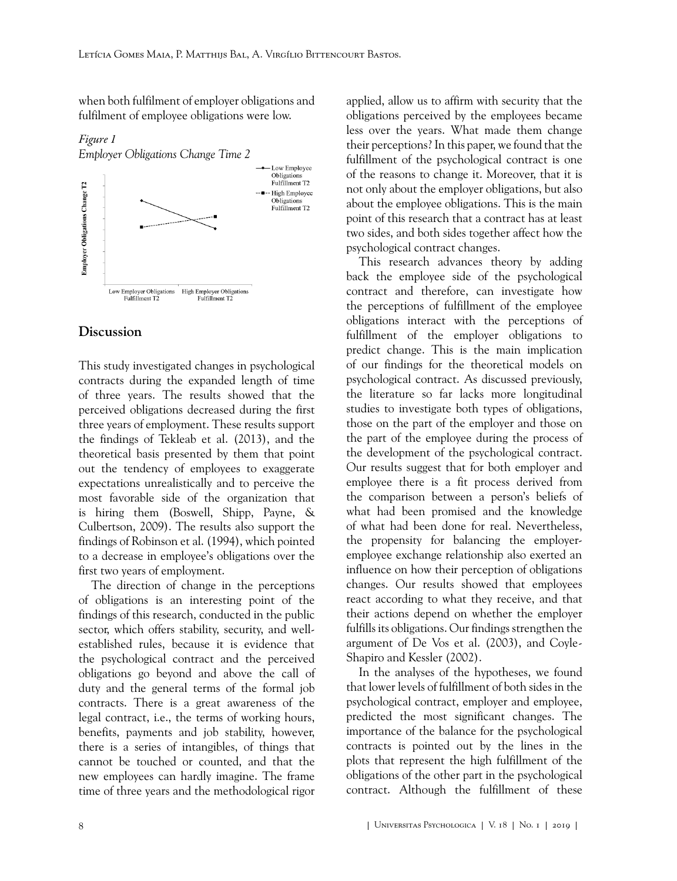when both fulfilment of employer obligations and fulfilment of employee obligations were low.

*Figure 1*
*Employer Obligations Change Time 2*

Employer Obligations Change T2

Low Employee Obligations Fulfillment T2

High Employee Obligations Fulfillment T2

Low Employer Obligations Fulfillment T2

High Employer Obligations Fulfillment T2

## Discussion

This study investigated changes in psychological contracts during the expanded length of time of three years. The results showed that the perceived obligations decreased during the first three years of employment. These results support the findings of Tekleab et al. (2013), and the theoretical basis presented by them that point out the tendency of employees to exaggerate expectations unrealistically and to perceive the most favorable side of the organization that is hiring them (Boswell, Shipp, Payne, & Culbertson, 2009). The results also support the findings of Robinson et al. (1994), which pointed to a decrease in employee's obligations over the first two years of employment.

The direction of change in the perceptions of obligations is an interesting point of the findings of this research, conducted in the public sector, which offers stability, security, and well-established rules, because it is evidence that the psychological contract and the perceived obligations go beyond and above the call of duty and the general terms of the formal job contracts. There is a great awareness of the legal contract, i.e., the terms of working hours, benefits, payments and job stability, however, there is a series of intangibles, of things that cannot be touched or counted, and that the new employees can hardly imagine. The frame time of three years and the methodological rigor applied, allow us to affirm with security that the obligations perceived by the employees became less over the years. What made them change their perceptions? In this paper, we found that the fulfillment of the psychological contract is one of the reasons to change it. Moreover, that it is not only about the employer obligations, but also about the employee obligations. This is the main point of this research that a contract has at least two sides, and both sides together affect how the psychological contract changes.

This research advances theory by adding back the employee side of the psychological contract and therefore, can investigate how the perceptions of fulfillment of the employee obligations interact with the perceptions of fulfillment of the employer obligations to predict change. This is the main implication of our findings for the theoretical models on psychological contract. As discussed previously, the literature so far lacks more longitudinal studies to investigate both types of obligations, those on the part of the employer and those on the part of the employee during the process of the development of the psychological contract. Our results suggest that for both employer and employee there is a fit process derived from the comparison between a person's beliefs of what had been promised and the knowledge of what had been done for real. Nevertheless, the propensity for balancing the employer-employee exchange relationship also exerted an influence on how their perception of obligations changes. Our results showed that employees react according to what they receive, and that their actions depend on whether the employer fulfills its obligations. Our findings strengthen the argument of De Vos et al. (2003), and Coyle-Shapiro and Kessler (2002).

In the analyses of the hypotheses, we found that lower levels of fulfillment of both sides in the psychological contract, employer and employee, predicted the most significant changes. The importance of the balance for the psychological contracts is pointed out by the lines in the plots that represent the high fulfillment of the obligations of the other part in the psychological contract. Although the fulfillment of these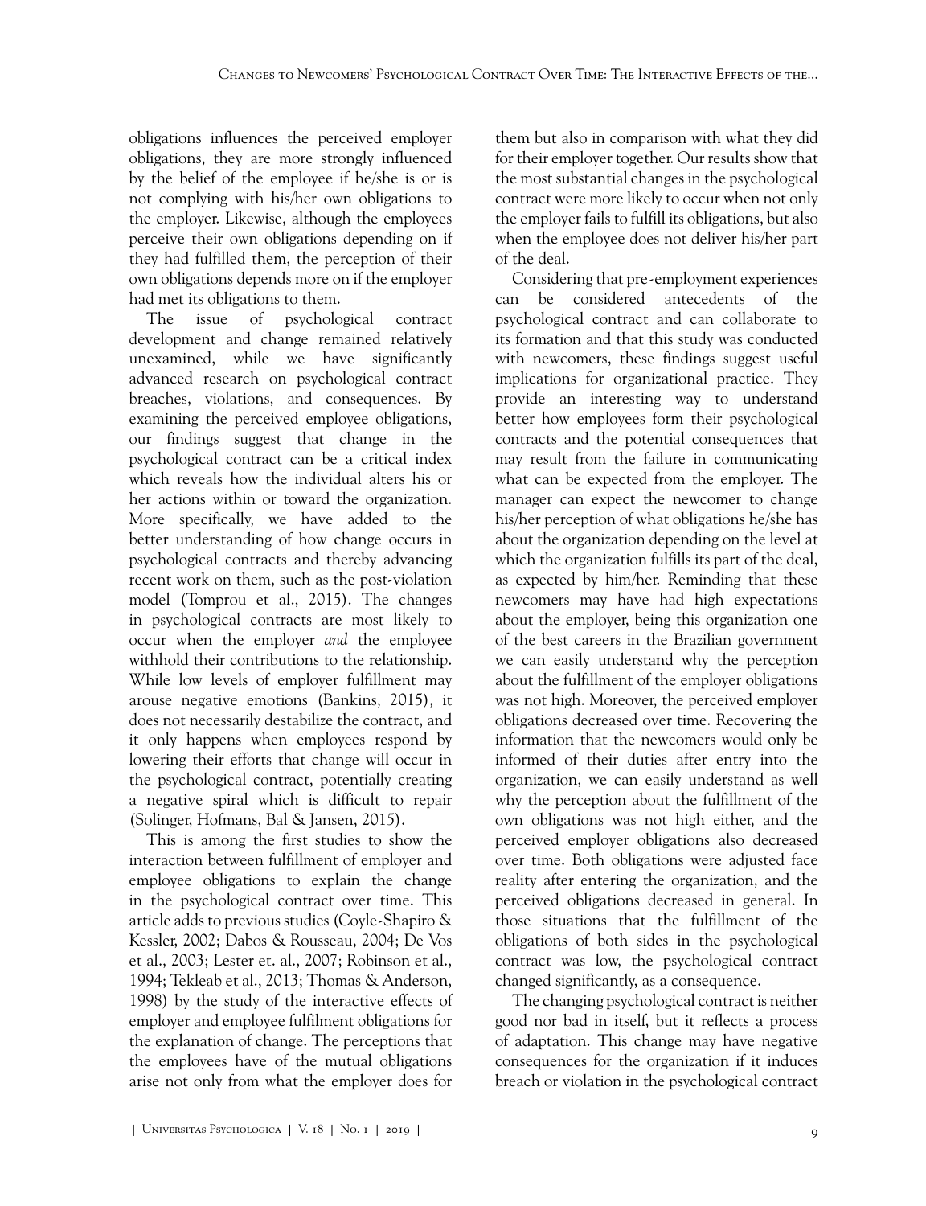obligations influences the perceived employer obligations, they are more strongly influenced by the belief of the employee if he/she is or is not complying with his/her own obligations to the employer. Likewise, although the employees perceive their own obligations depending on if they had fulfilled them, the perception of their own obligations depends more on if the employer had met its obligations to them.

The issue of psychological contract development and change remained relatively unexamined, while we have significantly advanced research on psychological contract breaches, violations, and consequences. By examining the perceived employee obligations, our findings suggest that change in the psychological contract can be a critical index which reveals how the individual alters his or her actions within or toward the organization. More specifically, we have added to the better understanding of how change occurs in psychological contracts and thereby advancing recent work on them, such as the post-violation model (Tomprou et al., 2015). The changes in psychological contracts are most likely to occur when the employer *and* the employee withhold their contributions to the relationship. While low levels of employer fulfillment may arouse negative emotions (Bankins, 2015), it does not necessarily destabilize the contract, and it only happens when employees respond by lowering their efforts that change will occur in the psychological contract, potentially creating a negative spiral which is difficult to repair (Solinger, Hofmans, Bal & Jansen, 2015).

This is among the first studies to show the interaction between fulfillment of employer and employee obligations to explain the change in the psychological contract over time. This article adds to previous studies (Coyle-Shapiro & Kessler, 2002; Dabos & Rousseau, 2004; De Vos et al., 2003; Lester et. al., 2007; Robinson et al., 1994; Tekleab et al., 2013; Thomas & Anderson, 1998) by the study of the interactive effects of employer and employee fulfilment obligations for the explanation of change. The perceptions that the employees have of the mutual obligations arise not only from what the employer does for them but also in comparison with what they did for their employer together. Our results show that the most substantial changes in the psychological contract were more likely to occur when not only the employer fails to fulfill its obligations, but also when the employee does not deliver his/her part of the deal.

Considering that pre-employment experiences can be considered antecedents of the psychological contract and can collaborate to its formation and that this study was conducted with newcomers, these findings suggest useful implications for organizational practice. They provide an interesting way to understand better how employees form their psychological contracts and the potential consequences that may result from the failure in communicating what can be expected from the employer. The manager can expect the newcomer to change his/her perception of what obligations he/she has about the organization depending on the level at which the organization fulfills its part of the deal, as expected by him/her. Reminding that these newcomers may have had high expectations about the employer, being this organization one of the best careers in the Brazilian government we can easily understand why the perception about the fulfillment of the employer obligations was not high. Moreover, the perceived employer obligations decreased over time. Recovering the information that the newcomers would only be informed of their duties after entry into the organization, we can easily understand as well why the perception about the fulfillment of the own obligations was not high either, and the perceived employer obligations also decreased over time. Both obligations were adjusted face reality after entering the organization, and the perceived obligations decreased in general. In those situations that the fulfillment of the obligations of both sides in the psychological contract was low, the psychological contract changed significantly, as a consequence.

The changing psychological contract is neither good nor bad in itself, but it reflects a process of adaptation. This change may have negative consequences for the organization if it induces breach or violation in the psychological contract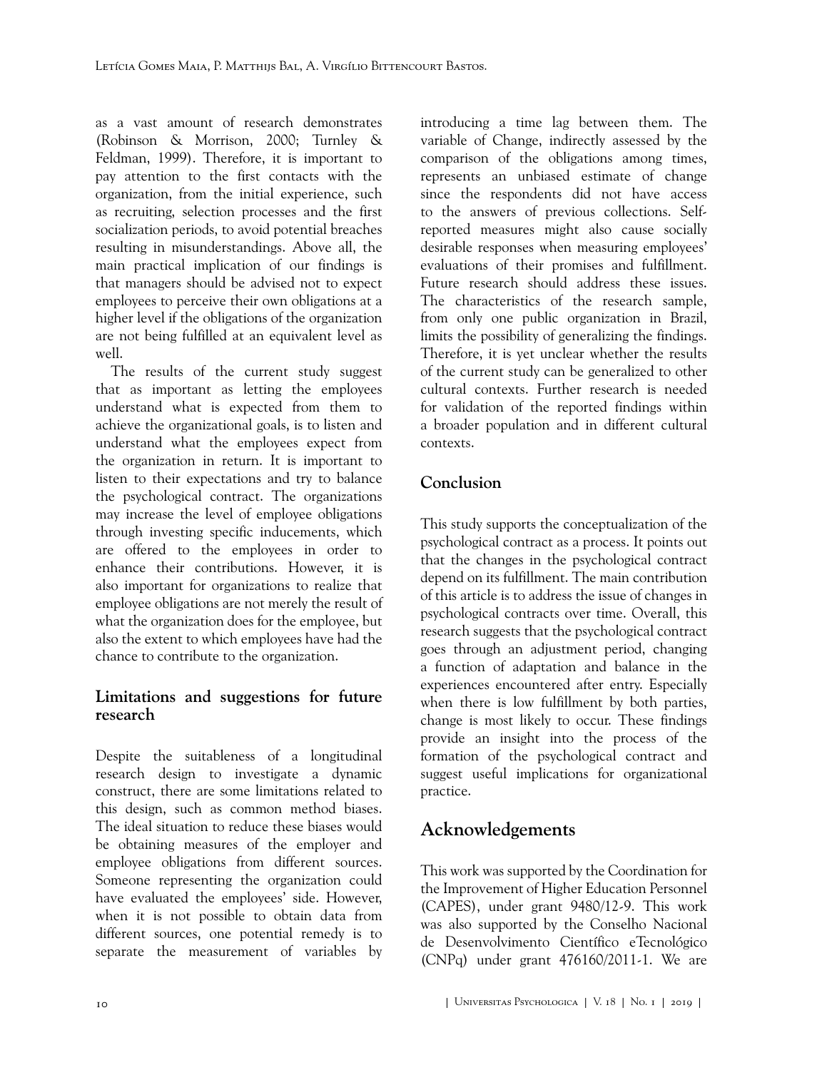as a vast amount of research demonstrates (Robinson & Morrison, 2000; Turnley & Feldman, 1999). Therefore, it is important to pay attention to the first contacts with the organization, from the initial experience, such as recruiting, selection processes and the first socialization periods, to avoid potential breaches resulting in misunderstandings. Above all, the main practical implication of our findings is that managers should be advised not to expect employees to perceive their own obligations at a higher level if the obligations of the organization are not being fulfilled at an equivalent level as well.

The results of the current study suggest that as important as letting the employees understand what is expected from them to achieve the organizational goals, is to listen and understand what the employees expect from the organization in return. It is important to listen to their expectations and try to balance the psychological contract. The organizations may increase the level of employee obligations through investing specific inducements, which are offered to the employees in order to enhance their contributions. However, it is also important for organizations to realize that employee obligations are not merely the result of what the organization does for the employee, but also the extent to which employees have had the chance to contribute to the organization.

### Limitations and suggestions for future research

Despite the suitableness of a longitudinal research design to investigate a dynamic construct, there are some limitations related to this design, such as common method biases. The ideal situation to reduce these biases would be obtaining measures of the employer and employee obligations from different sources. Someone representing the organization could have evaluated the employees' side. However, when it is not possible to obtain data from different sources, one potential remedy is to separate the measurement of variables by introducing a time lag between them. The variable of Change, indirectly assessed by the comparison of the obligations among times, represents an unbiased estimate of change since the respondents did not have access to the answers of previous collections. Self-reported measures might also cause socially desirable responses when measuring employees' evaluations of their promises and fulfillment. Future research should address these issues. The characteristics of the research sample, from only one public organization in Brazil, limits the possibility of generalizing the findings. Therefore, it is yet unclear whether the results of the current study can be generalized to other cultural contexts. Further research is needed for validation of the reported findings within a broader population and in different cultural contexts.

### Conclusion

This study supports the conceptualization of the psychological contract as a process. It points out that the changes in the psychological contract depend on its fulfillment. The main contribution of this article is to address the issue of changes in psychological contracts over time. Overall, this research suggests that the psychological contract goes through an adjustment period, changing a function of adaptation and balance in the experiences encountered after entry. Especially when there is low fulfillment by both parties, change is most likely to occur. These findings provide an insight into the process of the formation of the psychological contract and suggest useful implications for organizational practice.

## Acknowledgements

This work was supported by the Coordination for the Improvement of Higher Education Personnel (CAPES), under grant 9480/12-9. This work was also supported by the Conselho Nacional de Desenvolvimento Científico eTecnológico (CNPq) under grant 476160/2011-1. We are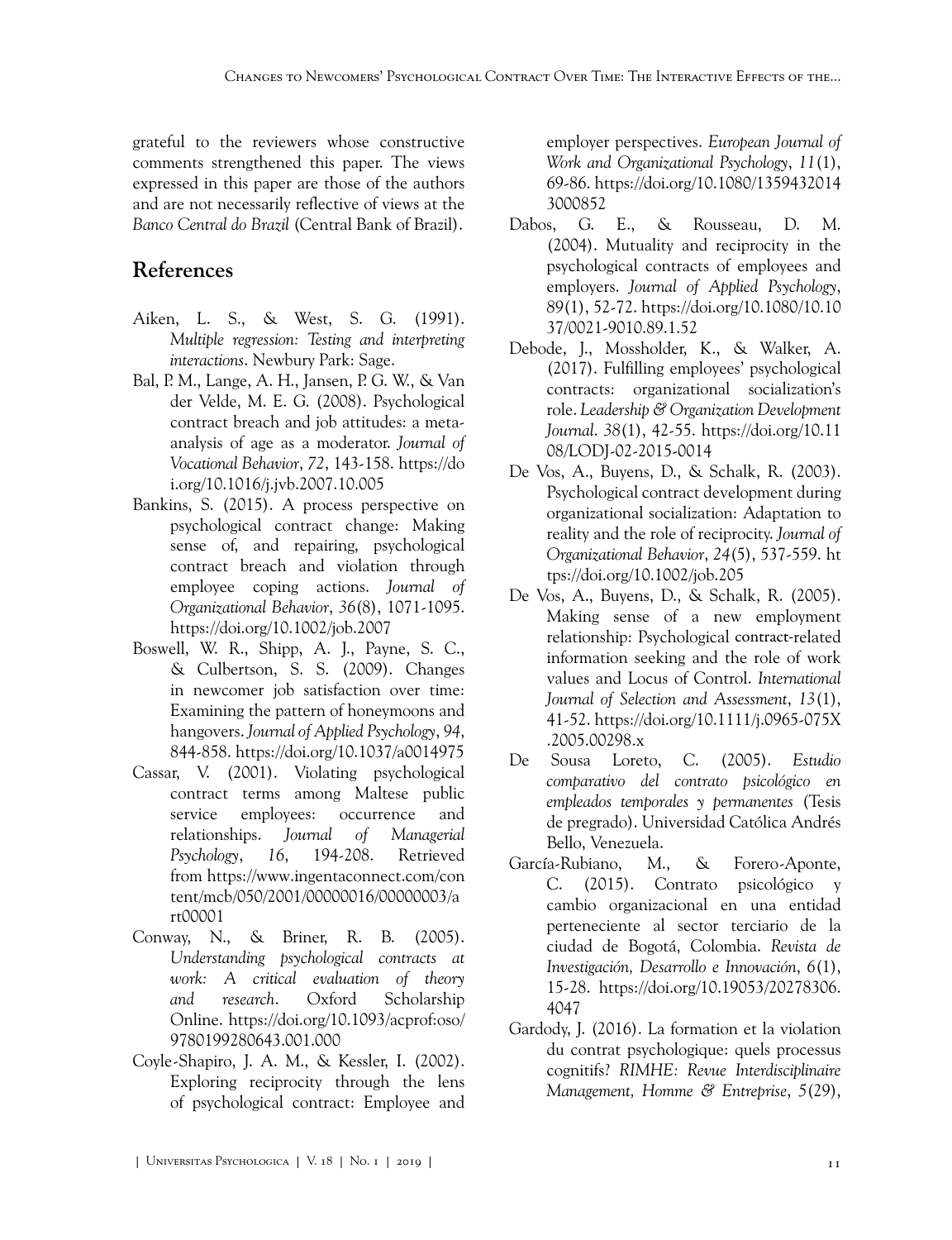grateful to the reviewers whose constructive comments strengthened this paper. The views expressed in this paper are those of the authors and are not necessarily reflective of views at the *Banco Central do Brazil* (Central Bank of Brazil).

## References

Aiken, L. S., & West, S. G. (1991). *Multiple regression: Testing and interpreting interactions*. Newbury Park: Sage.

Bal, P. M., Lange, A. H., Jansen, P. G. W., & Van der Velde, M. E. G. (2008). Psychological contract breach and job attitudes: a meta-analysis of age as a moderator. *Journal of Vocational Behavior*, *72*, 143-158. https://doi.org/10.1016/j.jvb.2007.10.005

Bankins, S. (2015). A process perspective on psychological contract change: Making sense of, and repairing, psychological contract breach and violation through employee coping actions. *Journal of Organizational Behavior*, *36*(8), 1071-1095. https://doi.org/10.1002/job.2007

Boswell, W. R., Shipp, A. J., Payne, S. C., & Culbertson, S. S. (2009). Changes in newcomer job satisfaction over time: Examining the pattern of honeymoons and hangovers. *Journal of Applied Psychology*, *94*, 844-858. https://doi.org/10.1037/a0014975

Cassar, V. (2001). Violating psychological contract terms among Maltese public service employees: occurrence and relationships. *Journal of Managerial Psychology*, *16*, 194-208. Retrieved from https://www.ingentaconnect.com/content/mcb/050/2001/00000016/00000003/art00001

Conway, N., & Briner, R. B. (2005). *Understanding psychological contracts at work: A critical evaluation of theory and research*. Oxford Scholarship Online. https://doi.org/10.1093/acprof:oso/9780199280643.001.000

Coyle-Shapiro, J. A. M., & Kessler, I. (2002). Exploring reciprocity through the lens of psychological contract: Employee and employer perspectives. *European Journal of Work and Organizational Psychology*, *11*(1), 69-86. https://doi.org/10.1080/13594320143000852

Dabos, G. E., & Rousseau, D. M. (2004). Mutuality and reciprocity in the psychological contracts of employees and employers. *Journal of Applied Psychology*, 89(1), 52-72. https://doi.org/10.1080/10.1037/0021-9010.89.1.52

Debode, J., Mossholder, K., & Walker, A. (2017). Fulfilling employees' psychological contracts: organizational socialization's role. *Leadership & Organization Development Journal*. *38*(1), 42-55. https://doi.org/10.1108/LODJ-02-2015-0014

De Vos, A., Buyens, D., & Schalk, R. (2003). Psychological contract development during organizational socialization: Adaptation to reality and the role of reciprocity. *Journal of Organizational Behavior*, *24*(5), 537-559. https://doi.org/10.1002/job.205

De Vos, A., Buyens, D., & Schalk, R. (2005). Making sense of a new employment relationship: Psychological contract-related information seeking and the role of work values and Locus of Control. *International Journal of Selection and Assessment*, *13*(1), 41-52. https://doi.org/10.1111/j.0965-075X.2005.00298.x

De Sousa Loreto, C. (2005). *Estudio comparativo del contrato psicológico en empleados temporales y permanentes* (Tesis de pregrado). Universidad Católica Andrés Bello, Venezuela.

García-Rubiano, M., & Forero-Aponte, C. (2015). Contrato psicológico y cambio organizacional en una entidad perteneciente al sector terciario de la ciudad de Bogotá, Colombia. *Revista de Investigación, Desarrollo e Innovación*, *6*(1), 15-28. https://doi.org/10.19053/20278306.4047

Gardody, J. (2016). La formation et la violation du contrat psychologique: quels processus cognitifs? *RIMHE: Revue Interdisciplinaire Management, Homme & Entreprise*, *5*(29),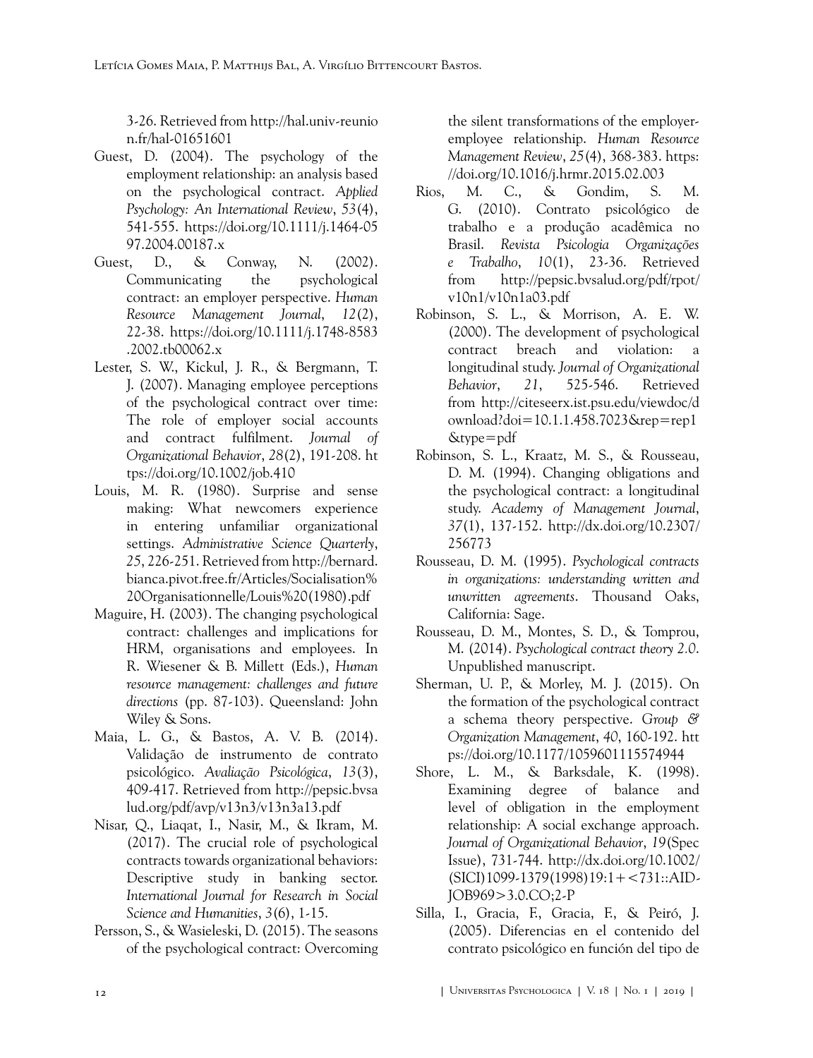3-26. Retrieved from http://hal.univ-reunion.fr/hal-01651601

Guest, D. (2004). The psychology of the employment relationship: an analysis based on the psychological contract. *Applied Psychology: An International Review*, *53*(4), 541-555. https://doi.org/10.1111/j.1464-0597.2004.00187.x

Guest, D., & Conway, N. (2002). Communicating the psychological contract: an employer perspective. *Human Resource Management Journal*, *12*(2), 22-38. https://doi.org/10.1111/j.1748-8583.2002.tb00062.x

Lester, S. W., Kickul, J. R., & Bergmann, T. J. (2007). Managing employee perceptions of the psychological contract over time: The role of employer social accounts and contract fulfilment. *Journal of Organizational Behavior*, *28*(2), 191-208. https://doi.org/10.1002/job.410

Louis, M. R. (1980). Surprise and sense making: What newcomers experience in entering unfamiliar organizational settings. *Administrative Science Quarterly*, *25*, 226-251. Retrieved from http://bernard.bianca.pivot.free.fr/Articles/Socialisation%20Organisationnelle/Louis%20(1980).pdf

Maguire, H. (2003). The changing psychological contract: challenges and implications for HRM, organisations and employees. In R. Wiesener & B. Millett (Eds.), *Human resource management: challenges and future directions* (pp. 87-103). Queensland: John Wiley & Sons.

Maia, L. G., & Bastos, A. V. B. (2014). Validação de instrumento de contrato psicológico. *Avaliação Psicológica*, *13*(3), 409-417. Retrieved from http://pepsic.bvsalud.org/pdf/avp/v13n3/v13n3a13.pdf

Nisar, Q., Liaqat, I., Nasir, M., & Ikram, M. (2017). The crucial role of psychological contracts towards organizational behaviors: Descriptive study in banking sector. *International Journal for Research in Social Science and Humanities*, *3*(6), 1-15.

Persson, S., & Wasieleski, D. (2015). The seasons of the psychological contract: Overcoming the silent transformations of the employer-employee relationship. *Human Resource Management Review*, *25*(4), 368-383. https://doi.org/10.1016/j.hrmr.2015.02.003

Rios, M. C., & Gondim, S. M. G. (2010). Contrato psicológico de trabalho e a produção acadêmica no Brasil. *Revista Psicologia Organizações e Trabalho*, *10*(1), 23-36. Retrieved from http://pepsic.bvsalud.org/pdf/rpot/v10n1/v10n1a03.pdf

Robinson, S. L., & Morrison, A. E. W. (2000). The development of psychological contract breach and violation: a longitudinal study. *Journal of Organizational Behavior*, *21*, 525-546. Retrieved from http://citeseerx.ist.psu.edu/viewdoc/download?doi=10.1.1.458.7023&rep=rep1&type=pdf

Robinson, S. L., Kraatz, M. S., & Rousseau, D. M. (1994). Changing obligations and the psychological contract: a longitudinal study. *Academy of Management Journal*, *37*(1), 137-152. http://dx.doi.org/10.2307/256773

Rousseau, D. M. (1995). *Psychological contracts in organizations: understanding written and unwritten agreements*. Thousand Oaks, California: Sage.

Rousseau, D. M., Montes, S. D., & Tomprou, M. (2014). *Psychological contract theory 2.0*. Unpublished manuscript.

Sherman, U. P., & Morley, M. J. (2015). On the formation of the psychological contract a schema theory perspective. *Group & Organization Management*, *40*, 160-192. https://doi.org/10.1177/1059601115574944

Shore, L. M., & Barksdale, K. (1998). Examining degree of balance and level of obligation in the employment relationship: A social exchange approach. *Journal of Organizational Behavior*, *19*(Spec Issue), 731-744. http://dx.doi.org/10.1002/(SICI)1099-1379(1998)19:1+<731::AID-JOB969>3.0.CO;2-P

Silla, I., Gracia, F., Gracia, F., & Peiró, J. (2005). Diferencias en el contenido del contrato psicológico en función del tipo de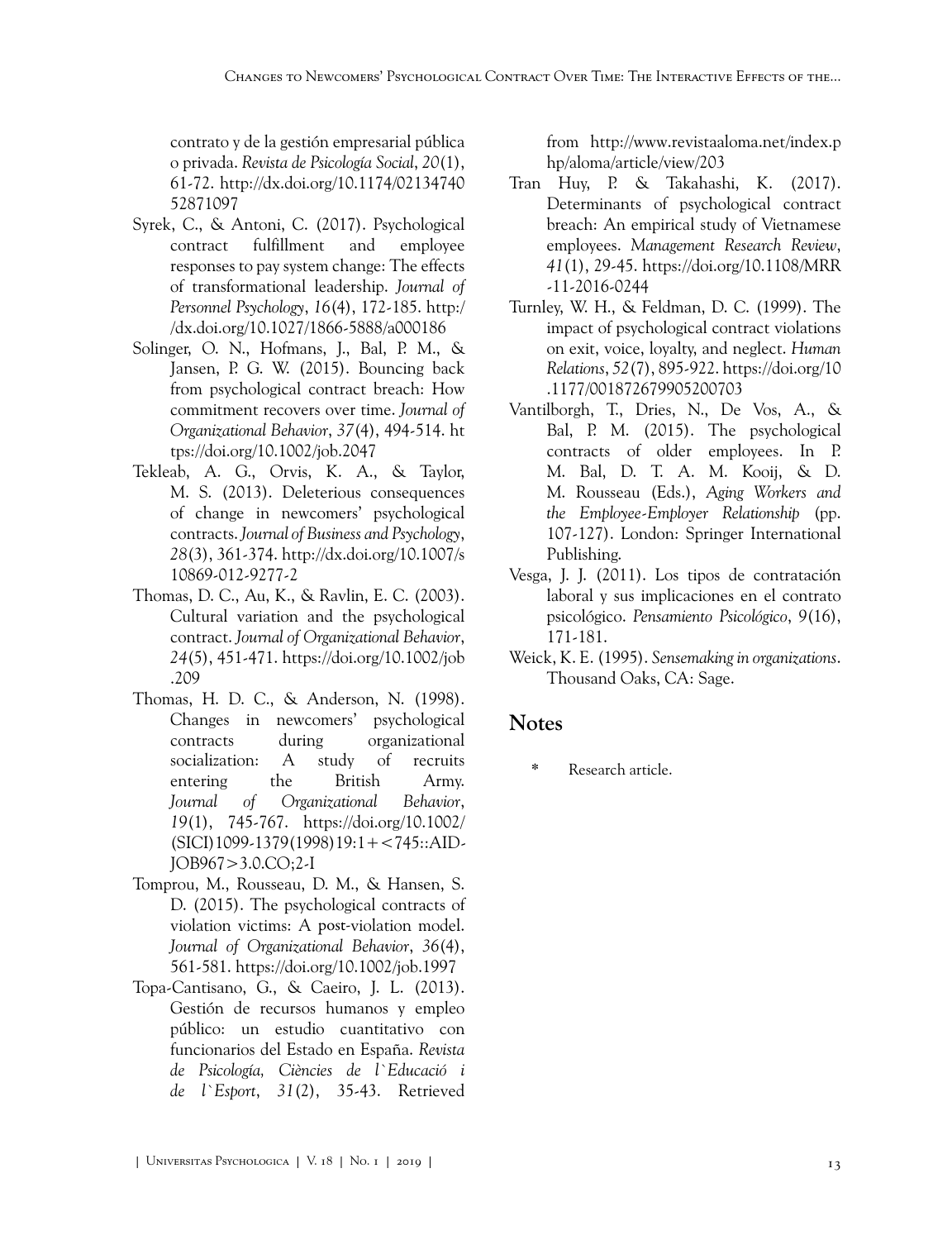contrato y de la gestión empresarial pública o privada. *Revista de Psicología Social*, *20*(1), 61-72. http://dx.doi.org/10.1174/0213474052871097

Syrek, C., & Antoni, C. (2017). Psychological contract fulfillment and employee responses to pay system change: The effects of transformational leadership. *Journal of Personnel Psychology*, *16*(4), 172-185. http://dx.doi.org/10.1027/1866-5888/a000186

Solinger, O. N., Hofmans, J., Bal, P. M., & Jansen, P. G. W. (2015). Bouncing back from psychological contract breach: How commitment recovers over time. *Journal of Organizational Behavior*, *37*(4), 494-514. https://doi.org/10.1002/job.2047

Tekleab, A. G., Orvis, K. A., & Taylor, M. S. (2013). Deleterious consequences of change in newcomers' psychological contracts. *Journal of Business and Psychology*, *28*(3), 361-374. http://dx.doi.org/10.1007/s10869-012-9277-2

Thomas, D. C., Au, K., & Ravlin, E. C. (2003). Cultural variation and the psychological contract. *Journal of Organizational Behavior*, *24*(5), 451-471. https://doi.org/10.1002/job.209

Thomas, H. D. C., & Anderson, N. (1998). Changes in newcomers' psychological contracts during organizational socialization: A study of recruits entering the British Army. *Journal of Organizational Behavior*, *19*(1), 745-767. https://doi.org/10.1002/(SICI)1099-1379(1998)19:1+<745::AID-JOB967>3.0.CO;2-I

Tomprou, M., Rousseau, D. M., & Hansen, S. D. (2015). The psychological contracts of violation victims: A post-violation model. *Journal of Organizational Behavior*, *36*(4), 561-581. https://doi.org/10.1002/job.1997

Topa-Cantisano, G., & Caeiro, J. L. (2013). Gestión de recursos humanos y empleo público: un estudio cuantitativo con funcionarios del Estado en España. *Revista de Psicología, Ciències de l`Educació i de l`Esport*, *31*(2), 35-43. Retrieved from http://www.revistaaloma.net/index.php/aloma/article/view/203

Tran Huy, P. & Takahashi, K. (2017). Determinants of psychological contract breach: An empirical study of Vietnamese employees. *Management Research Review*, *41*(1), 29-45. https://doi.org/10.1108/MRR-11-2016-0244

Turnley, W. H., & Feldman, D. C. (1999). The impact of psychological contract violations on exit, voice, loyalty, and neglect. *Human Relations*, *52*(7), 895-922. https://doi.org/10.1177/001872679905200703

Vantilborgh, T., Dries, N., De Vos, A., & Bal, P. M. (2015). The psychological contracts of older employees. In P. M. Bal, D. T. A. M. Kooij, & D. M. Rousseau (Eds.), *Aging Workers and the Employee-Employer Relationship* (pp. 107-127). London: Springer International Publishing.

Vesga, J. J. (2011). Los tipos de contratación laboral y sus implicaciones en el contrato psicológico. *Pensamiento Psicológico*, *9*(16), 171-181.

Weick, K. E. (1995). *Sensemaking in organizations*. Thousand Oaks, CA: Sage.

## Notes

\* Research article.